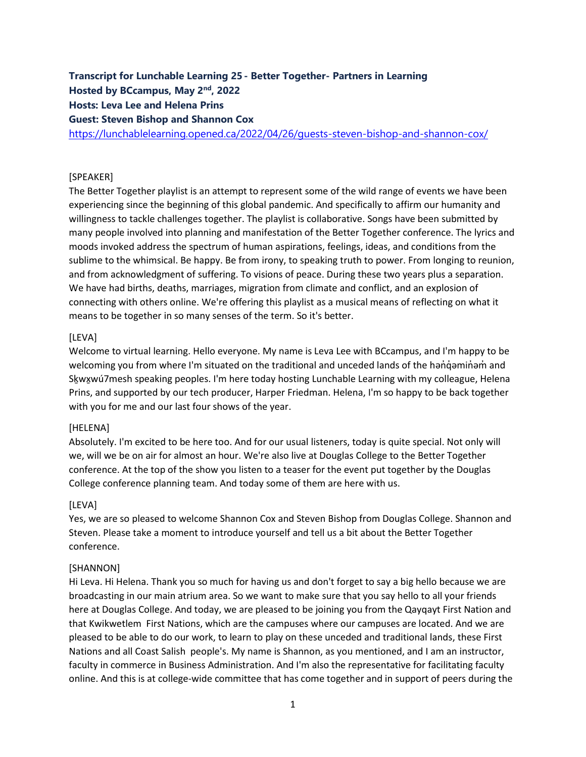**Transcript for Lunchable Learning 25 - Better Together- Partners in Learning**
**Hosted by BCcampus, May 2nd, 2022**
**Hosts: Leva Lee and Helena Prins**
**Guest: Steven Bishop and Shannon Cox**
https://lunchablelearning.opened.ca/2022/04/26/guests-steven-bishop-and-shannon-cox/

[SPEAKER]
The Better Together playlist is an attempt to represent some of the wild range of events we have been experiencing since the beginning of this global pandemic. And specifically to affirm our humanity and willingness to tackle challenges together. The playlist is collaborative. Songs have been submitted by many people involved into planning and manifestation of the Better Together conference. The lyrics and moods invoked address the spectrum of human aspirations, feelings, ideas, and conditions from the sublime to the whimsical. Be happy. Be from irony, to speaking truth to power. From longing to reunion, and from acknowledgment of suffering. To visions of peace. During these two years plus a separation. We have had births, deaths, marriages, migration from climate and conflict, and an explosion of connecting with others online. We're offering this playlist as a musical means of reflecting on what it means to be together in so many senses of the term. So it's better.

[LEVA]
Welcome to virtual learning. Hello everyone. My name is Leva Lee with BCcampus, and I'm happy to be welcoming you from where I'm situated on the traditional and unceded lands of the hən̓q̓əmin̓əm̓ and Sḵwx̱wú7mesh speaking peoples. I'm here today hosting Lunchable Learning with my colleague, Helena Prins, and supported by our tech producer, Harper Friedman. Helena, I'm so happy to be back together with you for me and our last four shows of the year.

[HELENA]
Absolutely. I'm excited to be here too. And for our usual listeners, today is quite special. Not only will we, will we be on air for almost an hour. We're also live at Douglas College to the Better Together conference. At the top of the show you listen to a teaser for the event put together by the Douglas College conference planning team. And today some of them are here with us.

[LEVA]
Yes, we are so pleased to welcome Shannon Cox and Steven Bishop from Douglas College. Shannon and Steven. Please take a moment to introduce yourself and tell us a bit about the Better Together conference.

[SHANNON]
Hi Leva. Hi Helena. Thank you so much for having us and don't forget to say a big hello because we are broadcasting in our main atrium area. So we want to make sure that you say hello to all your friends here at Douglas College. And today, we are pleased to be joining you from the Qayqayt First Nation and that Kwikwetlem First Nations, which are the campuses where our campuses are located. And we are pleased to be able to do our work, to learn to play on these unceded and traditional lands, these First Nations and all Coast Salish people's. My name is Shannon, as you mentioned, and I am an instructor, faculty in commerce in Business Administration. And I'm also the representative for facilitating faculty online. And this is at college-wide committee that has come together and in support of peers during the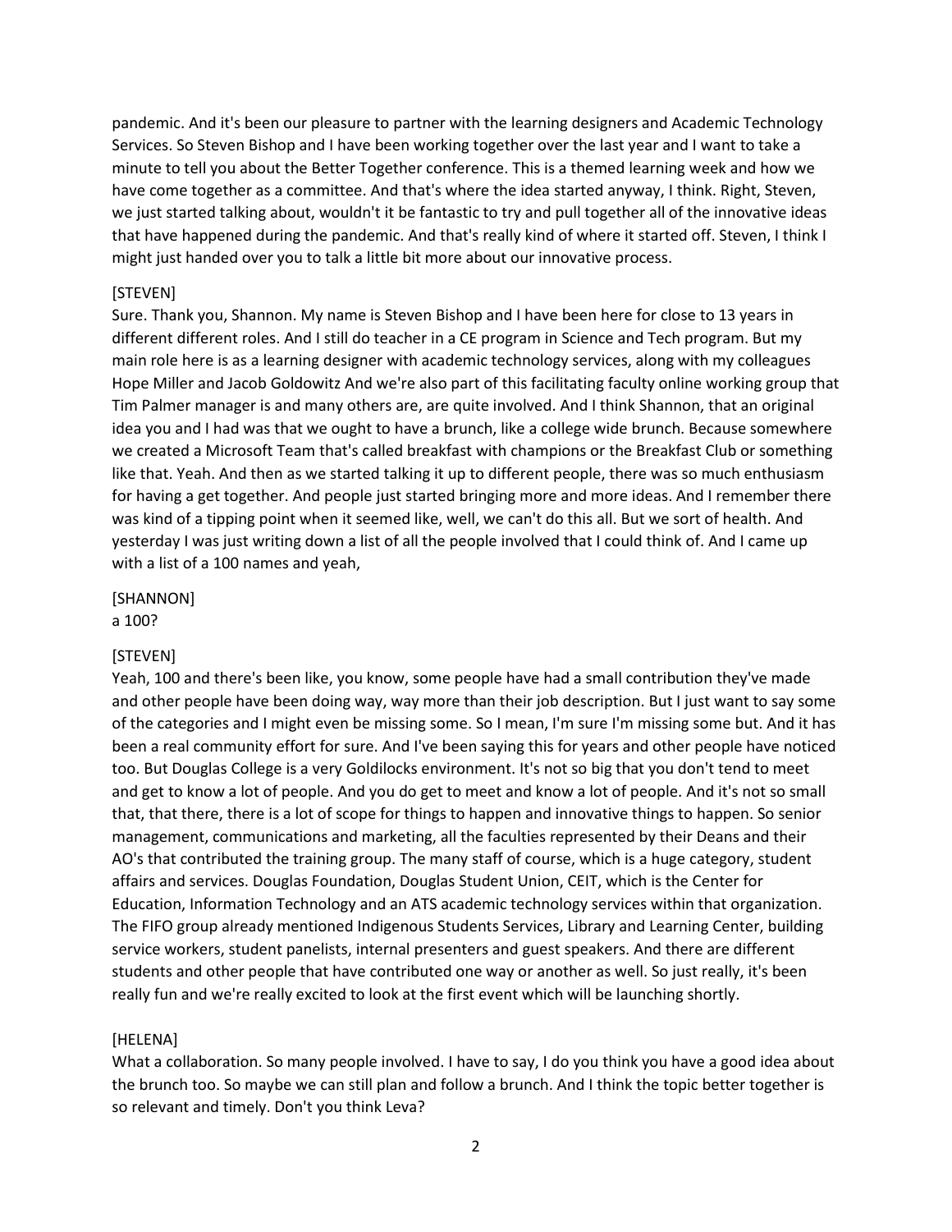pandemic. And it's been our pleasure to partner with the learning designers and Academic Technology Services. So Steven Bishop and I have been working together over the last year and I want to take a minute to tell you about the Better Together conference. This is a themed learning week and how we have come together as a committee. And that's where the idea started anyway, I think. Right, Steven, we just started talking about, wouldn't it be fantastic to try and pull together all of the innovative ideas that have happened during the pandemic. And that's really kind of where it started off. Steven, I think I might just handed over you to talk a little bit more about our innovative process.

[STEVEN]
Sure. Thank you, Shannon. My name is Steven Bishop and I have been here for close to 13 years in different different roles. And I still do teacher in a CE program in Science and Tech program. But my main role here is as a learning designer with academic technology services, along with my colleagues Hope Miller and Jacob Goldowitz And we're also part of this facilitating faculty online working group that Tim Palmer manager is and many others are, are quite involved. And I think Shannon, that an original idea you and I had was that we ought to have a brunch, like a college wide brunch. Because somewhere we created a Microsoft Team that's called breakfast with champions or the Breakfast Club or something like that. Yeah. And then as we started talking it up to different people, there was so much enthusiasm for having a get together. And people just started bringing more and more ideas. And I remember there was kind of a tipping point when it seemed like, well, we can't do this all. But we sort of health. And yesterday I was just writing down a list of all the people involved that I could think of. And I came up with a list of a 100 names and yeah,

[SHANNON]
a 100?

[STEVEN]
Yeah, 100 and there's been like, you know, some people have had a small contribution they've made and other people have been doing way, way more than their job description. But I just want to say some of the categories and I might even be missing some. So I mean, I'm sure I'm missing some but. And it has been a real community effort for sure. And I've been saying this for years and other people have noticed too. But Douglas College is a very Goldilocks environment. It's not so big that you don't tend to meet and get to know a lot of people. And you do get to meet and know a lot of people. And it's not so small that, that there, there is a lot of scope for things to happen and innovative things to happen. So senior management, communications and marketing, all the faculties represented by their Deans and their AO's that contributed the training group. The many staff of course, which is a huge category, student affairs and services. Douglas Foundation, Douglas Student Union, CEIT, which is the Center for Education, Information Technology and an ATS academic technology services within that organization. The FIFO group already mentioned Indigenous Students Services, Library and Learning Center, building service workers, student panelists, internal presenters and guest speakers. And there are different students and other people that have contributed one way or another as well. So just really, it's been really fun and we're really excited to look at the first event which will be launching shortly.

[HELENA]
What a collaboration. So many people involved. I have to say, I do you think you have a good idea about the brunch too. So maybe we can still plan and follow a brunch. And I think the topic better together is so relevant and timely. Don't you think Leva?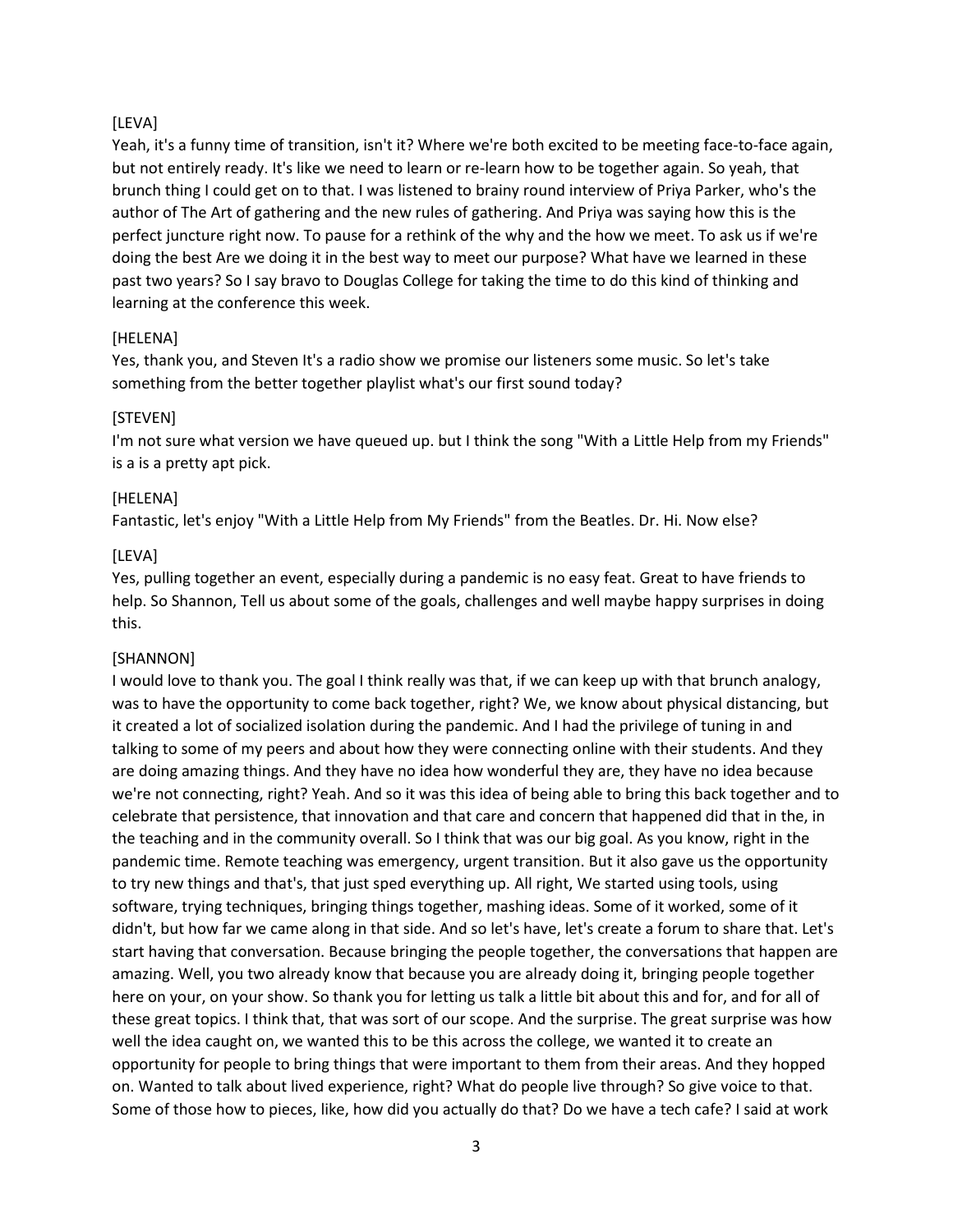[LEVA]

Yeah, it's a funny time of transition, isn't it? Where we're both excited to be meeting face-to-face again, but not entirely ready. It's like we need to learn or re-learn how to be together again. So yeah, that brunch thing I could get on to that. I was listened to brainy round interview of Priya Parker, who's the author of The Art of gathering and the new rules of gathering. And Priya was saying how this is the perfect juncture right now. To pause for a rethink of the why and the how we meet. To ask us if we're doing the best Are we doing it in the best way to meet our purpose? What have we learned in these past two years? So I say bravo to Douglas College for taking the time to do this kind of thinking and learning at the conference this week.

[HELENA]

Yes, thank you, and Steven It's a radio show we promise our listeners some music. So let's take something from the better together playlist what's our first sound today?

[STEVEN]

I'm not sure what version we have queued up. but I think the song "With a Little Help from my Friends" is a is a pretty apt pick.

[HELENA]

Fantastic, let's enjoy "With a Little Help from My Friends" from the Beatles. Dr. Hi. Now else?

[LEVA]

Yes, pulling together an event, especially during a pandemic is no easy feat. Great to have friends to help. So Shannon, Tell us about some of the goals, challenges and well maybe happy surprises in doing this.

[SHANNON]

I would love to thank you. The goal I think really was that, if we can keep up with that brunch analogy, was to have the opportunity to come back together, right? We, we know about physical distancing, but it created a lot of socialized isolation during the pandemic. And I had the privilege of tuning in and talking to some of my peers and about how they were connecting online with their students. And they are doing amazing things. And they have no idea how wonderful they are, they have no idea because we're not connecting, right? Yeah. And so it was this idea of being able to bring this back together and to celebrate that persistence, that innovation and that care and concern that happened did that in the, in the teaching and in the community overall. So I think that was our big goal. As you know, right in the pandemic time. Remote teaching was emergency, urgent transition. But it also gave us the opportunity to try new things and that's, that just sped everything up. All right, We started using tools, using software, trying techniques, bringing things together, mashing ideas. Some of it worked, some of it didn't, but how far we came along in that side. And so let's have, let's create a forum to share that. Let's start having that conversation. Because bringing the people together, the conversations that happen are amazing. Well, you two already know that because you are already doing it, bringing people together here on your, on your show. So thank you for letting us talk a little bit about this and for, and for all of these great topics. I think that, that was sort of our scope. And the surprise. The great surprise was how well the idea caught on, we wanted this to be this across the college, we wanted it to create an opportunity for people to bring things that were important to them from their areas. And they hopped on. Wanted to talk about lived experience, right? What do people live through? So give voice to that. Some of those how to pieces, like, how did you actually do that? Do we have a tech cafe? I said at work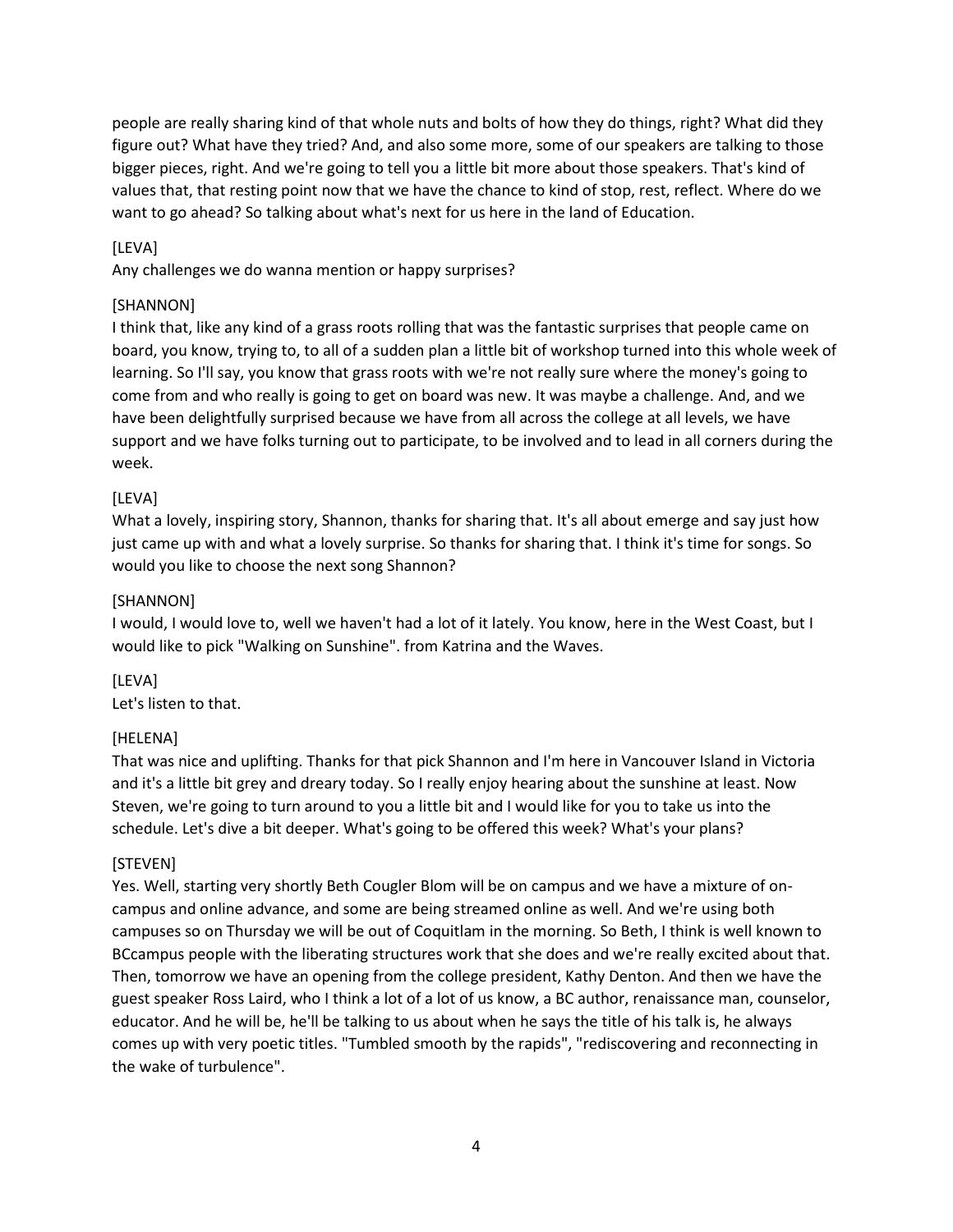people are really sharing kind of that whole nuts and bolts of how they do things, right? What did they figure out? What have they tried? And, and also some more, some of our speakers are talking to those bigger pieces, right. And we're going to tell you a little bit more about those speakers. That's kind of values that, that resting point now that we have the chance to kind of stop, rest, reflect. Where do we want to go ahead? So talking about what's next for us here in the land of Education.

[LEVA]
Any challenges we do wanna mention or happy surprises?

[SHANNON]
I think that, like any kind of a grass roots rolling that was the fantastic surprises that people came on board, you know, trying to, to all of a sudden plan a little bit of workshop turned into this whole week of learning. So I'll say, you know that grass roots with we're not really sure where the money's going to come from and who really is going to get on board was new. It was maybe a challenge. And, and we have been delightfully surprised because we have from all across the college at all levels, we have support and we have folks turning out to participate, to be involved and to lead in all corners during the week.

[LEVA]
What a lovely, inspiring story, Shannon, thanks for sharing that. It's all about emerge and say just how just came up with and what a lovely surprise. So thanks for sharing that. I think it's time for songs. So would you like to choose the next song Shannon?

[SHANNON]
I would, I would love to, well we haven't had a lot of it lately. You know, here in the West Coast, but I would like to pick "Walking on Sunshine". from Katrina and the Waves.

[LEVA]
Let's listen to that.

[HELENA]
That was nice and uplifting. Thanks for that pick Shannon and I'm here in Vancouver Island in Victoria and it's a little bit grey and dreary today. So I really enjoy hearing about the sunshine at least. Now Steven, we're going to turn around to you a little bit and I would like for you to take us into the schedule. Let's dive a bit deeper. What's going to be offered this week? What's your plans?

[STEVEN]
Yes. Well, starting very shortly Beth Cougler Blom will be on campus and we have a mixture of on-campus and online advance, and some are being streamed online as well. And we're using both campuses so on Thursday we will be out of Coquitlam in the morning. So Beth, I think is well known to BCcampus people with the liberating structures work that she does and we're really excited about that. Then, tomorrow we have an opening from the college president, Kathy Denton. And then we have the guest speaker Ross Laird, who I think a lot of a lot of us know, a BC author, renaissance man, counselor, educator. And he will be, he'll be talking to us about when he says the title of his talk is, he always comes up with very poetic titles. "Tumbled smooth by the rapids", "rediscovering and reconnecting in the wake of turbulence".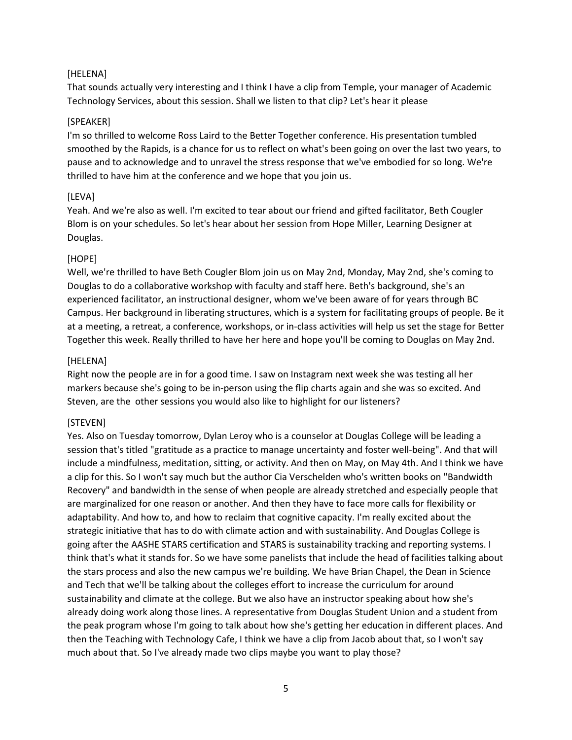[HELENA]
That sounds actually very interesting and I think I have a clip from Temple, your manager of Academic Technology Services, about this session. Shall we listen to that clip? Let's hear it please

[SPEAKER]
I'm so thrilled to welcome Ross Laird to the Better Together conference. His presentation tumbled smoothed by the Rapids, is a chance for us to reflect on what's been going on over the last two years, to pause and to acknowledge and to unravel the stress response that we've embodied for so long. We're thrilled to have him at the conference and we hope that you join us.

[LEVA]
Yeah. And we're also as well. I'm excited to tear about our friend and gifted facilitator, Beth Cougler Blom is on your schedules. So let's hear about her session from Hope Miller, Learning Designer at Douglas.

[HOPE]
Well, we're thrilled to have Beth Cougler Blom join us on May 2nd, Monday, May 2nd, she's coming to Douglas to do a collaborative workshop with faculty and staff here. Beth's background, she's an experienced facilitator, an instructional designer, whom we've been aware of for years through BC Campus. Her background in liberating structures, which is a system for facilitating groups of people. Be it at a meeting, a retreat, a conference, workshops, or in-class activities will help us set the stage for Better Together this week. Really thrilled to have her here and hope you'll be coming to Douglas on May 2nd.

[HELENA]
Right now the people are in for a good time. I saw on Instagram next week she was testing all her markers because she's going to be in-person using the flip charts again and she was so excited. And Steven, are the other sessions you would also like to highlight for our listeners?

[STEVEN]
Yes. Also on Tuesday tomorrow, Dylan Leroy who is a counselor at Douglas College will be leading a session that's titled "gratitude as a practice to manage uncertainty and foster well-being". And that will include a mindfulness, meditation, sitting, or activity. And then on May, on May 4th. And I think we have a clip for this. So I won't say much but the author Cia Verschelden who's written books on "Bandwidth Recovery" and bandwidth in the sense of when people are already stretched and especially people that are marginalized for one reason or another. And then they have to face more calls for flexibility or adaptability. And how to, and how to reclaim that cognitive capacity. I'm really excited about the strategic initiative that has to do with climate action and with sustainability. And Douglas College is going after the AASHE STARS certification and STARS is sustainability tracking and reporting systems. I think that's what it stands for. So we have some panelists that include the head of facilities talking about the stars process and also the new campus we're building. We have Brian Chapel, the Dean in Science and Tech that we'll be talking about the colleges effort to increase the curriculum for around sustainability and climate at the college. But we also have an instructor speaking about how she's already doing work along those lines. A representative from Douglas Student Union and a student from the peak program whose I'm going to talk about how she's getting her education in different places. And then the Teaching with Technology Cafe, I think we have a clip from Jacob about that, so I won't say much about that. So I've already made two clips maybe you want to play those?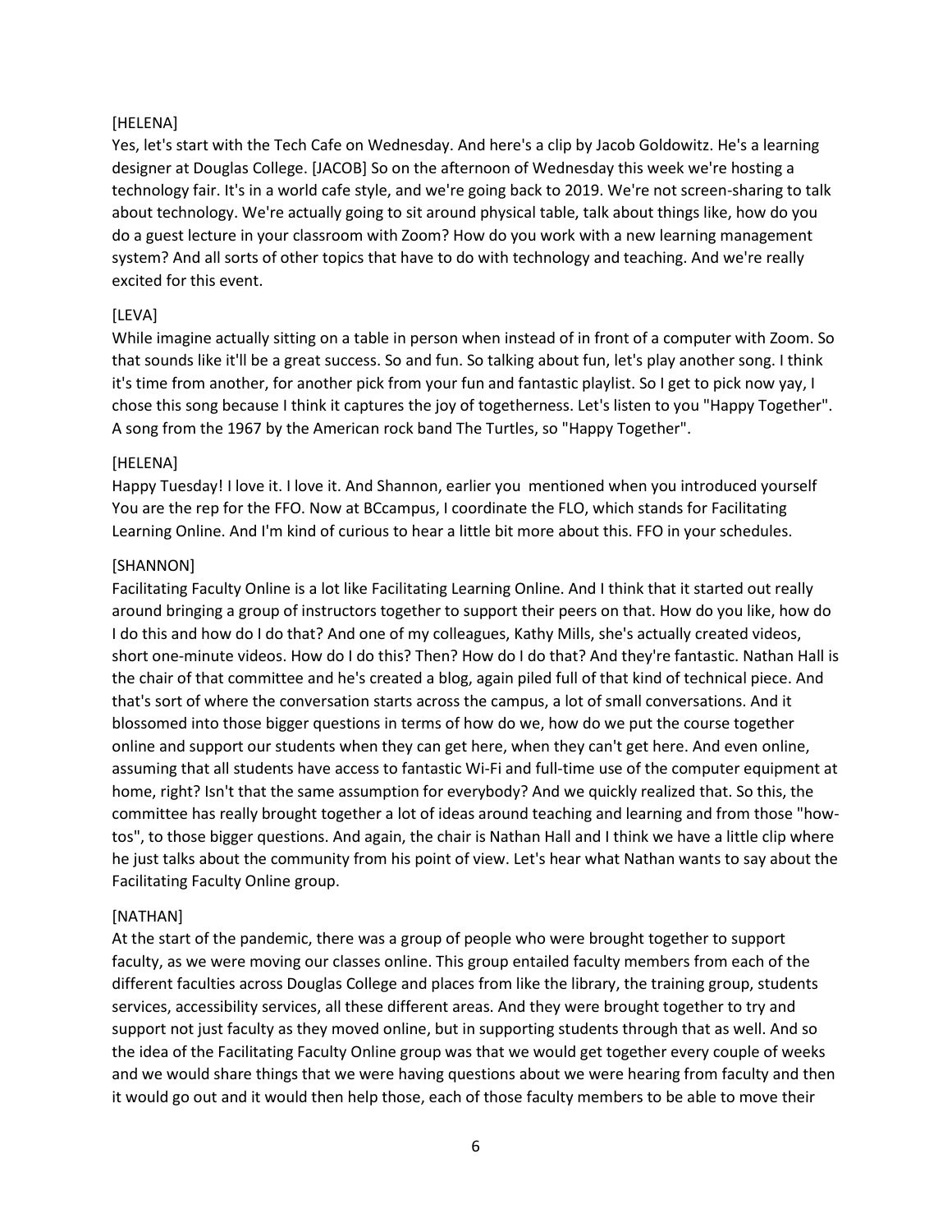[HELENA]

Yes, let's start with the Tech Cafe on Wednesday. And here's a clip by Jacob Goldowitz. He's a learning designer at Douglas College. [JACOB] So on the afternoon of Wednesday this week we're hosting a technology fair. It's in a world cafe style, and we're going back to 2019. We're not screen-sharing to talk about technology. We're actually going to sit around physical table, talk about things like, how do you do a guest lecture in your classroom with Zoom? How do you work with a new learning management system? And all sorts of other topics that have to do with technology and teaching. And we're really excited for this event.

[LEVA]

While imagine actually sitting on a table in person when instead of in front of a computer with Zoom. So that sounds like it'll be a great success. So and fun. So talking about fun, let's play another song. I think it's time from another, for another pick from your fun and fantastic playlist. So I get to pick now yay, I chose this song because I think it captures the joy of togetherness. Let's listen to you "Happy Together". A song from the 1967 by the American rock band The Turtles, so "Happy Together".

[HELENA]

Happy Tuesday! I love it. I love it. And Shannon, earlier you mentioned when you introduced yourself You are the rep for the FFO. Now at BCcampus, I coordinate the FLO, which stands for Facilitating Learning Online. And I'm kind of curious to hear a little bit more about this. FFO in your schedules.

[SHANNON]

Facilitating Faculty Online is a lot like Facilitating Learning Online. And I think that it started out really around bringing a group of instructors together to support their peers on that. How do you like, how do I do this and how do I do that? And one of my colleagues, Kathy Mills, she's actually created videos, short one-minute videos. How do I do this? Then? How do I do that? And they're fantastic. Nathan Hall is the chair of that committee and he's created a blog, again piled full of that kind of technical piece. And that's sort of where the conversation starts across the campus, a lot of small conversations. And it blossomed into those bigger questions in terms of how do we, how do we put the course together online and support our students when they can get here, when they can't get here. And even online, assuming that all students have access to fantastic Wi-Fi and full-time use of the computer equipment at home, right? Isn't that the same assumption for everybody? And we quickly realized that. So this, the committee has really brought together a lot of ideas around teaching and learning and from those "how-tos", to those bigger questions. And again, the chair is Nathan Hall and I think we have a little clip where he just talks about the community from his point of view. Let's hear what Nathan wants to say about the Facilitating Faculty Online group.

[NATHAN]

At the start of the pandemic, there was a group of people who were brought together to support faculty, as we were moving our classes online. This group entailed faculty members from each of the different faculties across Douglas College and places from like the library, the training group, students services, accessibility services, all these different areas. And they were brought together to try and support not just faculty as they moved online, but in supporting students through that as well. And so the idea of the Facilitating Faculty Online group was that we would get together every couple of weeks and we would share things that we were having questions about we were hearing from faculty and then it would go out and it would then help those, each of those faculty members to be able to move their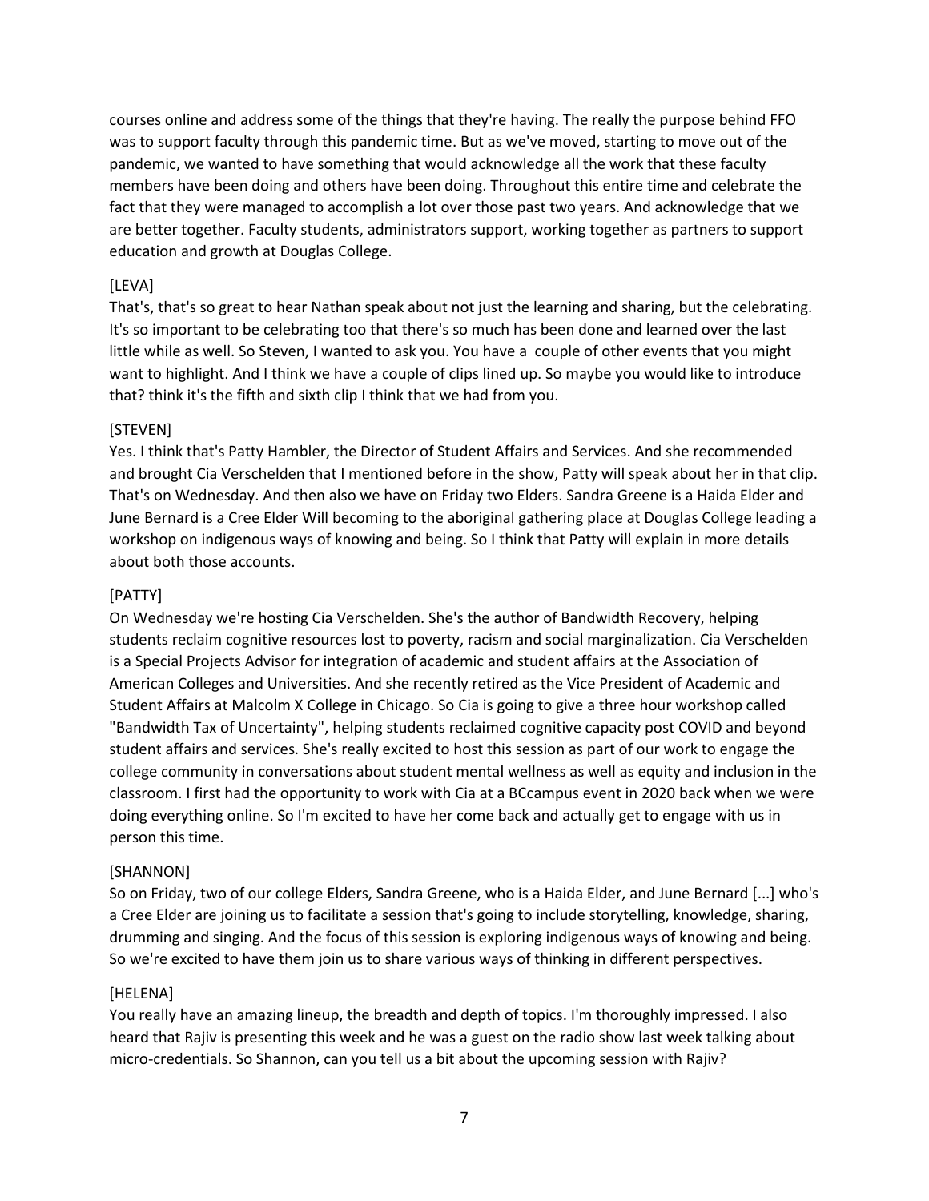courses online and address some of the things that they're having. The really the purpose behind FFO was to support faculty through this pandemic time. But as we've moved, starting to move out of the pandemic, we wanted to have something that would acknowledge all the work that these faculty members have been doing and others have been doing. Throughout this entire time and celebrate the fact that they were managed to accomplish a lot over those past two years. And acknowledge that we are better together. Faculty students, administrators support, working together as partners to support education and growth at Douglas College.

[LEVA]

That's, that's so great to hear Nathan speak about not just the learning and sharing, but the celebrating. It's so important to be celebrating too that there's so much has been done and learned over the last little while as well. So Steven, I wanted to ask you. You have a couple of other events that you might want to highlight. And I think we have a couple of clips lined up. So maybe you would like to introduce that? think it's the fifth and sixth clip I think that we had from you.

[STEVEN]

Yes. I think that's Patty Hambler, the Director of Student Affairs and Services. And she recommended and brought Cia Verschelden that I mentioned before in the show, Patty will speak about her in that clip. That's on Wednesday. And then also we have on Friday two Elders. Sandra Greene is a Haida Elder and June Bernard is a Cree Elder Will becoming to the aboriginal gathering place at Douglas College leading a workshop on indigenous ways of knowing and being. So I think that Patty will explain in more details about both those accounts.

[PATTY]

On Wednesday we're hosting Cia Verschelden. She's the author of Bandwidth Recovery, helping students reclaim cognitive resources lost to poverty, racism and social marginalization. Cia Verschelden is a Special Projects Advisor for integration of academic and student affairs at the Association of American Colleges and Universities. And she recently retired as the Vice President of Academic and Student Affairs at Malcolm X College in Chicago. So Cia is going to give a three hour workshop called "Bandwidth Tax of Uncertainty", helping students reclaimed cognitive capacity post COVID and beyond student affairs and services. She's really excited to host this session as part of our work to engage the college community in conversations about student mental wellness as well as equity and inclusion in the classroom. I first had the opportunity to work with Cia at a BCcampus event in 2020 back when we were doing everything online. So I'm excited to have her come back and actually get to engage with us in person this time.

[SHANNON]

So on Friday, two of our college Elders, Sandra Greene, who is a Haida Elder, and June Bernard [...] who's a Cree Elder are joining us to facilitate a session that's going to include storytelling, knowledge, sharing, drumming and singing. And the focus of this session is exploring indigenous ways of knowing and being. So we're excited to have them join us to share various ways of thinking in different perspectives.

[HELENA]

You really have an amazing lineup, the breadth and depth of topics. I'm thoroughly impressed. I also heard that Rajiv is presenting this week and he was a guest on the radio show last week talking about micro-credentials. So Shannon, can you tell us a bit about the upcoming session with Rajiv?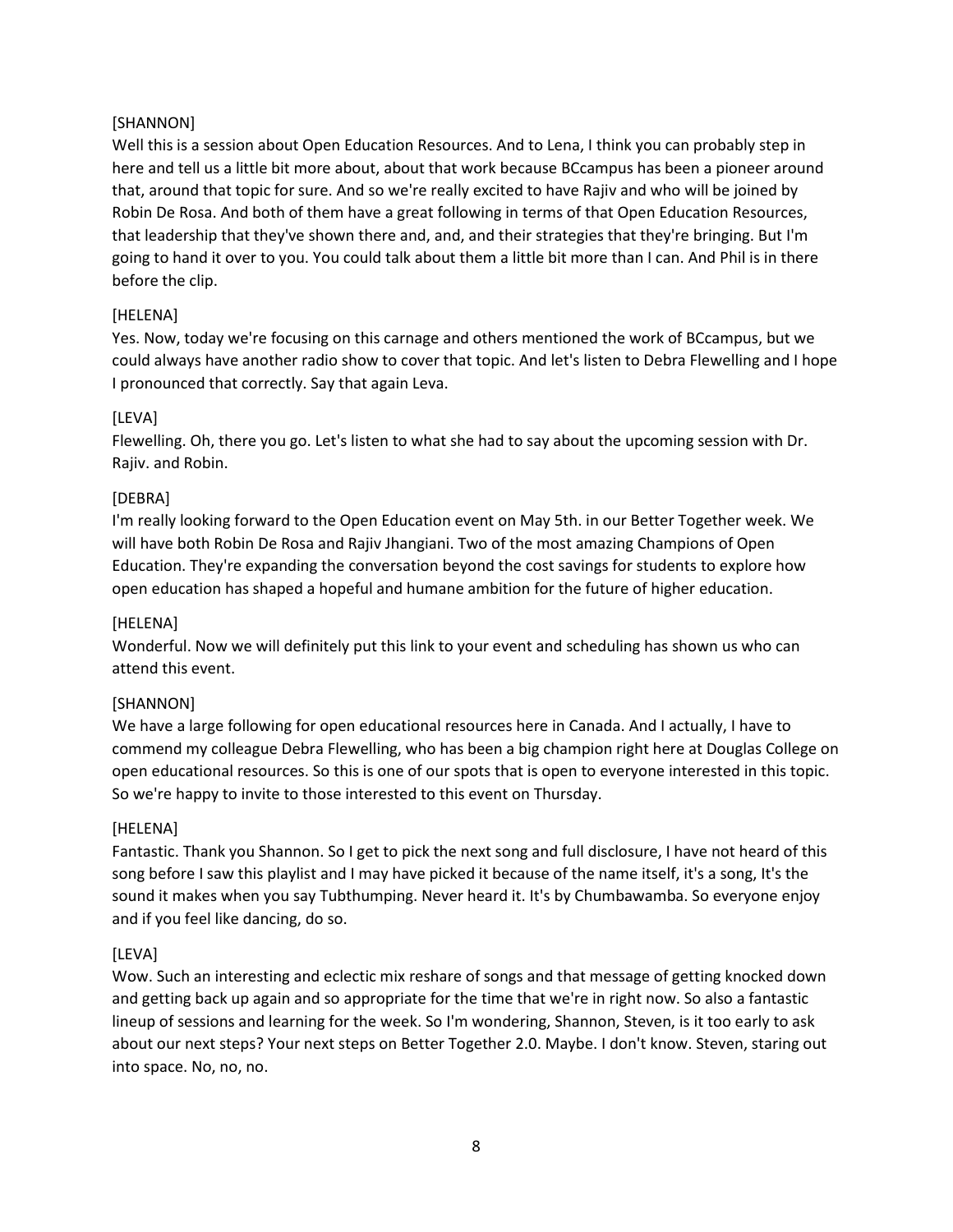[SHANNON]

Well this is a session about Open Education Resources. And to Lena, I think you can probably step in here and tell us a little bit more about, about that work because BCcampus has been a pioneer around that, around that topic for sure. And so we're really excited to have Rajiv and who will be joined by Robin De Rosa. And both of them have a great following in terms of that Open Education Resources, that leadership that they've shown there and, and, and their strategies that they're bringing. But I'm going to hand it over to you. You could talk about them a little bit more than I can. And Phil is in there before the clip.

[HELENA]

Yes. Now, today we're focusing on this carnage and others mentioned the work of BCcampus, but we could always have another radio show to cover that topic. And let's listen to Debra Flewelling and I hope I pronounced that correctly. Say that again Leva.

[LEVA]

Flewelling. Oh, there you go. Let's listen to what she had to say about the upcoming session with Dr. Rajiv. and Robin.

[DEBRA]

I'm really looking forward to the Open Education event on May 5th. in our Better Together week. We will have both Robin De Rosa and Rajiv Jhangiani. Two of the most amazing Champions of Open Education. They're expanding the conversation beyond the cost savings for students to explore how open education has shaped a hopeful and humane ambition for the future of higher education.

[HELENA]

Wonderful. Now we will definitely put this link to your event and scheduling has shown us who can attend this event.

[SHANNON]

We have a large following for open educational resources here in Canada. And I actually, I have to commend my colleague Debra Flewelling, who has been a big champion right here at Douglas College on open educational resources. So this is one of our spots that is open to everyone interested in this topic. So we're happy to invite to those interested to this event on Thursday.

[HELENA]

Fantastic. Thank you Shannon. So I get to pick the next song and full disclosure, I have not heard of this song before I saw this playlist and I may have picked it because of the name itself, it's a song, It's the sound it makes when you say Tubthumping. Never heard it. It's by Chumbawamba. So everyone enjoy and if you feel like dancing, do so.

[LEVA]

Wow. Such an interesting and eclectic mix reshare of songs and that message of getting knocked down and getting back up again and so appropriate for the time that we're in right now. So also a fantastic lineup of sessions and learning for the week. So I'm wondering, Shannon, Steven, is it too early to ask about our next steps? Your next steps on Better Together 2.0. Maybe. I don't know. Steven, staring out into space. No, no, no.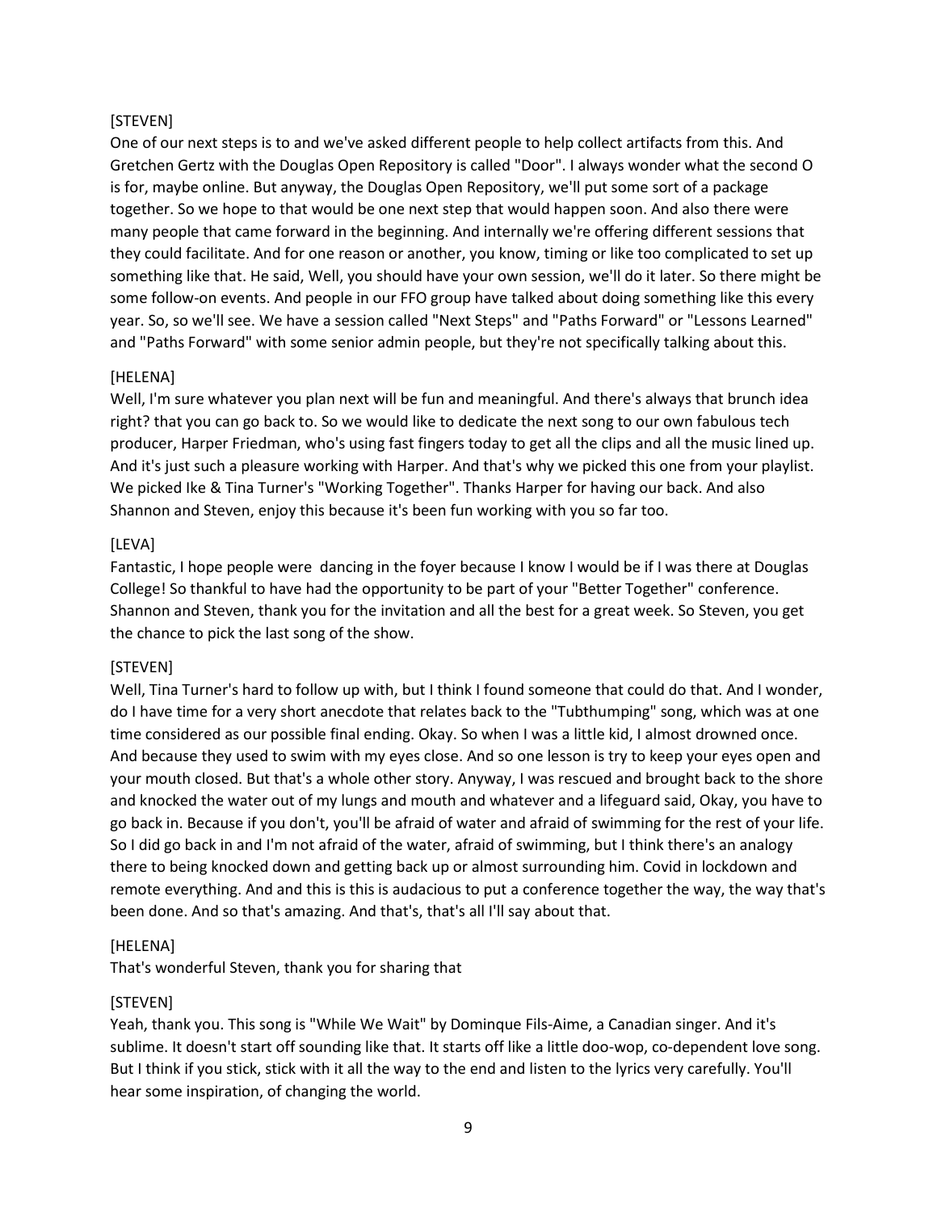[STEVEN]
One of our next steps is to and we've asked different people to help collect artifacts from this. And Gretchen Gertz with the Douglas Open Repository is called "Door". I always wonder what the second O is for, maybe online. But anyway, the Douglas Open Repository, we'll put some sort of a package together. So we hope to that would be one next step that would happen soon. And also there were many people that came forward in the beginning. And internally we're offering different sessions that they could facilitate. And for one reason or another, you know, timing or like too complicated to set up something like that. He said, Well, you should have your own session, we'll do it later. So there might be some follow-on events. And people in our FFO group have talked about doing something like this every year. So, so we'll see. We have a session called "Next Steps" and "Paths Forward" or "Lessons Learned" and "Paths Forward" with some senior admin people, but they're not specifically talking about this.

[HELENA]
Well, I'm sure whatever you plan next will be fun and meaningful. And there's always that brunch idea right? that you can go back to. So we would like to dedicate the next song to our own fabulous tech producer, Harper Friedman, who's using fast fingers today to get all the clips and all the music lined up. And it's just such a pleasure working with Harper. And that's why we picked this one from your playlist. We picked Ike & Tina Turner's "Working Together". Thanks Harper for having our back. And also Shannon and Steven, enjoy this because it's been fun working with you so far too.

[LEVA]
Fantastic, I hope people were dancing in the foyer because I know I would be if I was there at Douglas College! So thankful to have had the opportunity to be part of your "Better Together" conference. Shannon and Steven, thank you for the invitation and all the best for a great week. So Steven, you get the chance to pick the last song of the show.

[STEVEN]
Well, Tina Turner's hard to follow up with, but I think I found someone that could do that. And I wonder, do I have time for a very short anecdote that relates back to the "Tubthumping" song, which was at one time considered as our possible final ending. Okay. So when I was a little kid, I almost drowned once. And because they used to swim with my eyes close. And so one lesson is try to keep your eyes open and your mouth closed. But that's a whole other story. Anyway, I was rescued and brought back to the shore and knocked the water out of my lungs and mouth and whatever and a lifeguard said, Okay, you have to go back in. Because if you don't, you'll be afraid of water and afraid of swimming for the rest of your life. So I did go back in and I'm not afraid of the water, afraid of swimming, but I think there's an analogy there to being knocked down and getting back up or almost surrounding him. Covid in lockdown and remote everything. And and this is this is audacious to put a conference together the way, the way that's been done. And so that's amazing. And that's, that's all I'll say about that.

[HELENA]
That's wonderful Steven, thank you for sharing that

[STEVEN]
Yeah, thank you. This song is "While We Wait" by Dominque Fils-Aime, a Canadian singer. And it's sublime. It doesn't start off sounding like that. It starts off like a little doo-wop, co-dependent love song. But I think if you stick, stick with it all the way to the end and listen to the lyrics very carefully. You'll hear some inspiration, of changing the world.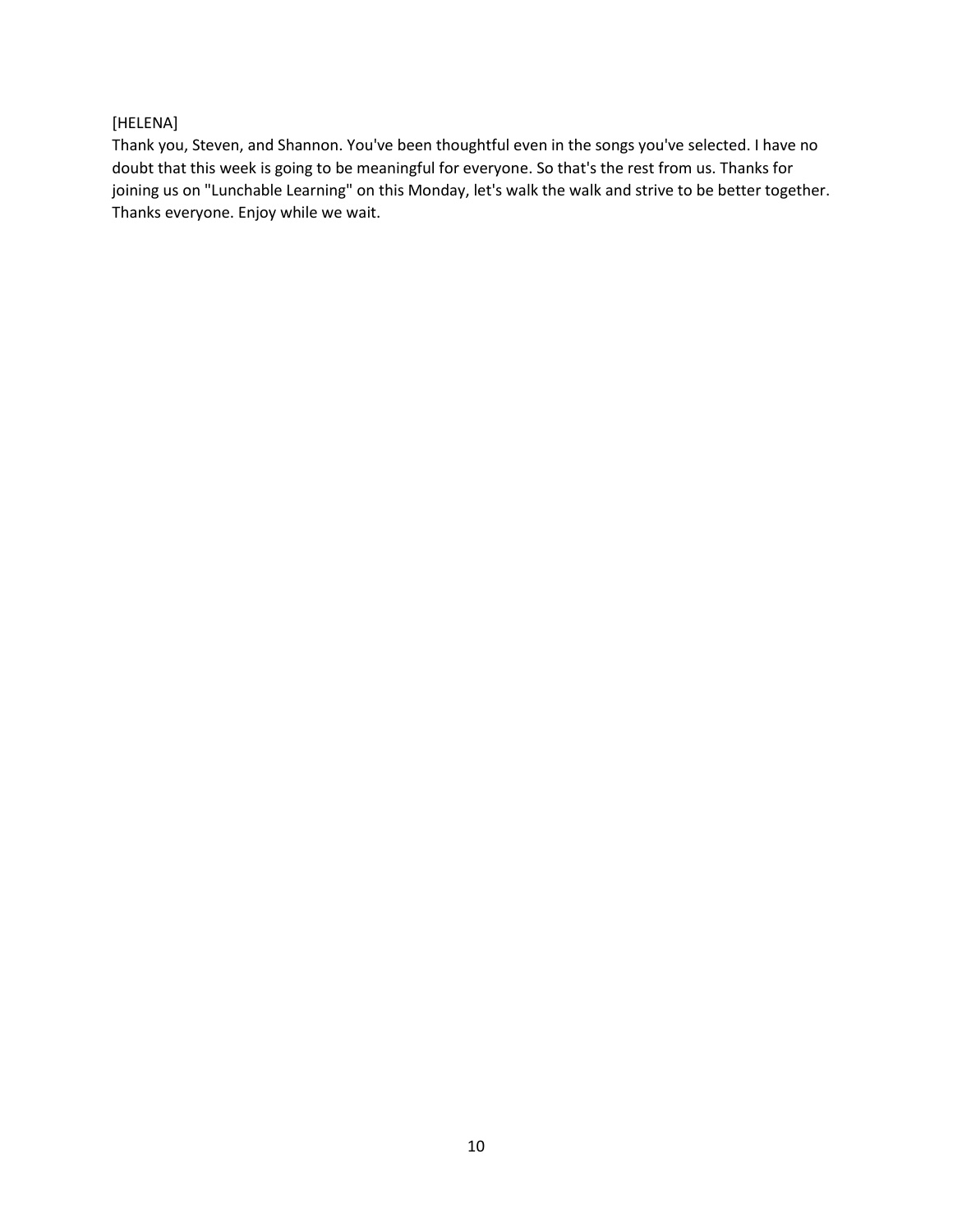[HELENA]
Thank you, Steven, and Shannon. You've been thoughtful even in the songs you've selected. I have no doubt that this week is going to be meaningful for everyone. So that's the rest from us. Thanks for joining us on "Lunchable Learning" on this Monday, let's walk the walk and strive to be better together. Thanks everyone. Enjoy while we wait.